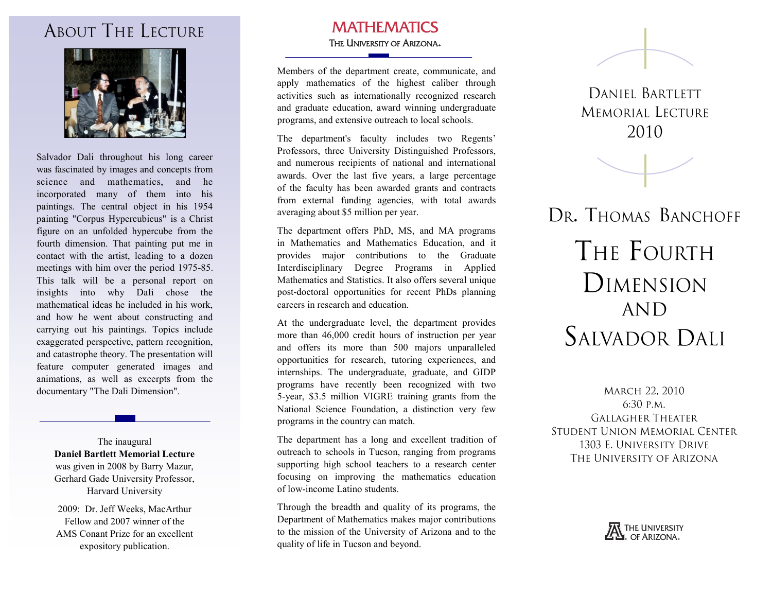## About The Lecture

Salvador Dali throughout his long career was fascinated by images and concepts from science and mathematics, and he incorporated many of them into his paintings. The central object in his 1954 painting "Corpus Hypercubicus" is a Christ figure on an unfolded hypercube from the fourth dimension. That painting put me in contact with the artist, leading to a dozen meetings with him over the period 1975-85. This talk will be a personal report on insights into why Dali chose the mathematical ideas he included in his work, and how he went about constructing and carrying out his paintings. Topics include exaggerated perspective, pattern recognition, and catastrophe theory. The presentation will feature computer generated images and animations, as well as excerpts from the documentary "The Dali Dimension".

The inaugural
**Daniel Bartlett Memorial Lecture**
was given in 2008 by Barry Mazur, Gerhard Gade University Professor, Harvard University

2009: Dr. Jeff Weeks, MacArthur Fellow and 2007 winner of the AMS Conant Prize for an excellent expository publication.

## MATHEMATICS

The University of Arizona.

Members of the department create, communicate, and apply mathematics of the highest caliber through activities such as internationally recognized research and graduate education, award winning undergraduate programs, and extensive outreach to local schools.

The department's faculty includes two Regents' Professors, three University Distinguished Professors, and numerous recipients of national and international awards. Over the last five years, a large percentage of the faculty has been awarded grants and contracts from external funding agencies, with total awards averaging about $5 million per year.

The department offers PhD, MS, and MA programs in Mathematics and Mathematics Education, and it provides major contributions to the Graduate Interdisciplinary Degree Programs in Applied Mathematics and Statistics. It also offers several unique post-doctoral opportunities for recent PhDs planning careers in research and education.

At the undergraduate level, the department provides more than 46,000 credit hours of instruction per year and offers its more than 500 majors unparalleled opportunities for research, tutoring experiences, and internships. The undergraduate, graduate, and GIDP programs have recently been recognized with two 5-year, $3.5 million VIGRE training grants from the National Science Foundation, a distinction very few programs in the country can match.

The department has a long and excellent tradition of outreach to schools in Tucson, ranging from programs supporting high school teachers to a research center focusing on improving the mathematics education of low-income Latino students.

Through the breadth and quality of its programs, the Department of Mathematics makes major contributions to the mission of the University of Arizona and to the quality of life in Tucson and beyond.

## Daniel Bartlett Memorial Lecture 2010

### Dr. Thomas Banchoff

# The Fourth Dimension and Salvador Dali

March 22, 2010
6:30 p.m.
Gallagher Theater
Student Union Memorial Center
1303 E. University Drive
The University of Arizona

The University of Arizona.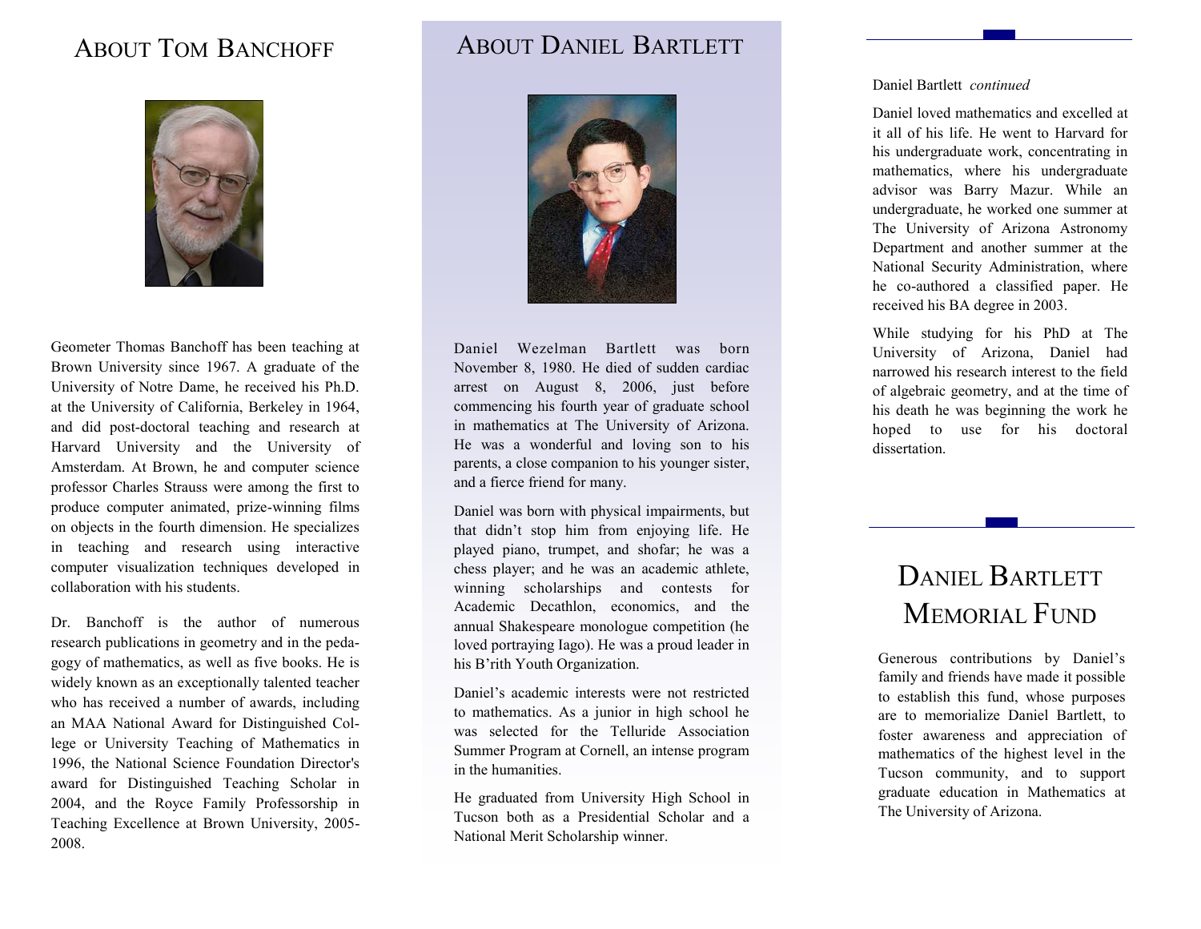# About Tom Banchoff

Geometer Thomas Banchoff has been teaching at Brown University since 1967. A graduate of the University of Notre Dame, he received his Ph.D. at the University of California, Berkeley in 1964, and did post-doctoral teaching and research at Harvard University and the University of Amsterdam. At Brown, he and computer science professor Charles Strauss were among the first to produce computer animated, prize-winning films on objects in the fourth dimension. He specializes in teaching and research using interactive computer visualization techniques developed in collaboration with his students.

Dr. Banchoff is the author of numerous research publications in geometry and in the pedagogy of mathematics, as well as five books. He is widely known as an exceptionally talented teacher who has received a number of awards, including an MAA National Award for Distinguished College or University Teaching of Mathematics in 1996, the National Science Foundation Director's award for Distinguished Teaching Scholar in 2004, and the Royce Family Professorship in Teaching Excellence at Brown University, 2005-2008.

# About Daniel Bartlett

Daniel Wezelman Bartlett was born November 8, 1980. He died of sudden cardiac arrest on August 8, 2006, just before commencing his fourth year of graduate school in mathematics at The University of Arizona. He was a wonderful and loving son to his parents, a close companion to his younger sister, and a fierce friend for many.

Daniel was born with physical impairments, but that didn't stop him from enjoying life. He played piano, trumpet, and shofar; he was a chess player; and he was an academic athlete, winning scholarships and contests for Academic Decathlon, economics, and the annual Shakespeare monologue competition (he loved portraying Iago). He was a proud leader in his B'rith Youth Organization.

Daniel's academic interests were not restricted to mathematics. As a junior in high school he was selected for the Telluride Association Summer Program at Cornell, an intense program in the humanities.

He graduated from University High School in Tucson both as a Presidential Scholar and a National Merit Scholarship winner.

Daniel Bartlett *continued*

Daniel loved mathematics and excelled at it all of his life. He went to Harvard for his undergraduate work, concentrating in mathematics, where his undergraduate advisor was Barry Mazur. While an undergraduate, he worked one summer at The University of Arizona Astronomy Department and another summer at the National Security Administration, where he co-authored a classified paper. He received his BA degree in 2003.

While studying for his PhD at The University of Arizona, Daniel had narrowed his research interest to the field of algebraic geometry, and at the time of his death he was beginning the work he hoped to use for his doctoral dissertation.

# Daniel Bartlett Memorial Fund

Generous contributions by Daniel's family and friends have made it possible to establish this fund, whose purposes are to memorialize Daniel Bartlett, to foster awareness and appreciation of mathematics of the highest level in the Tucson community, and to support graduate education in Mathematics at The University of Arizona.